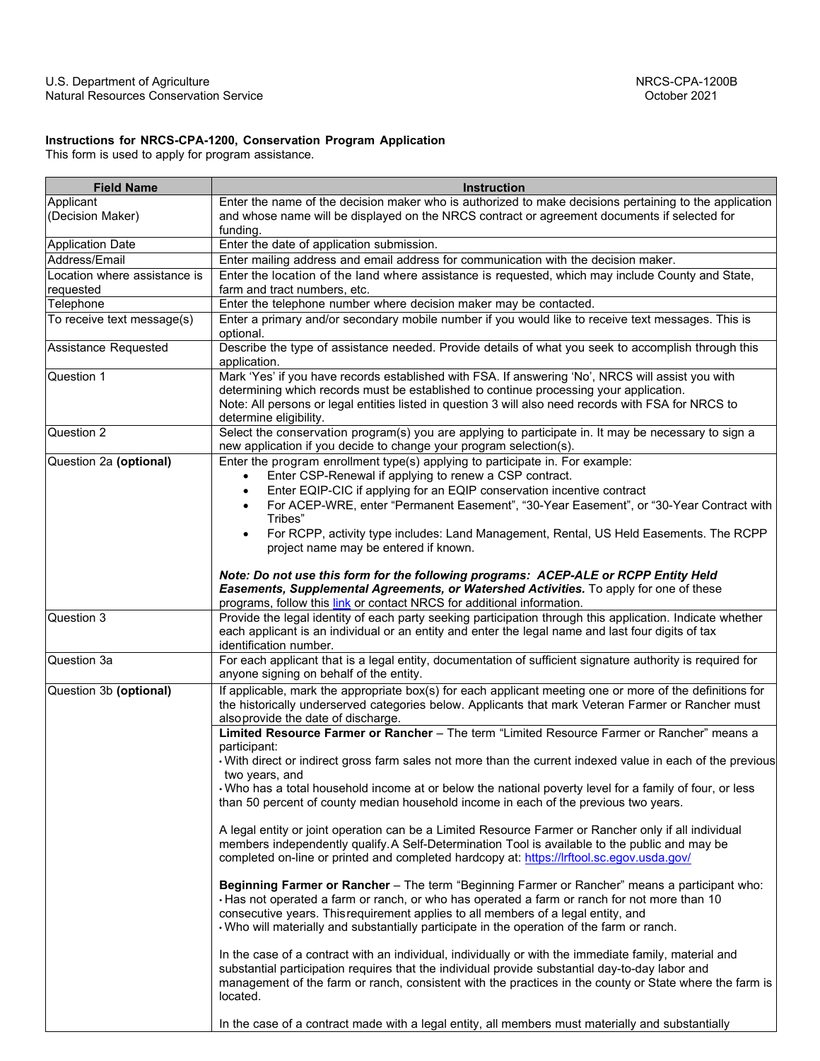U.S. Department of Agriculture
Natural Resources Conservation Service

NRCS-CPA-1200B
October 2021

**Instructions for NRCS-CPA-1200, Conservation Program Application**
This form is used to apply for program assistance.

| Field Name | Instruction |
| --- | --- |
| Applicant (Decision Maker) | Enter the name of the decision maker who is authorized to make decisions pertaining to the application and whose name will be displayed on the NRCS contract or agreement documents if selected for funding. |
| Application Date | Enter the date of application submission. |
| Address/Email | Enter mailing address and email address for communication with the decision maker. |
| Location where assistance is requested | Enter the location of the land where assistance is requested, which may include County and State, farm and tract numbers, etc. |
| Telephone | Enter the telephone number where decision maker may be contacted. |
| To receive text message(s) | Enter a primary and/or secondary mobile number if you would like to receive text messages. This is optional. |
| Assistance Requested | Describe the type of assistance needed. Provide details of what you seek to accomplish through this application. |
| Question 1 | Mark 'Yes' if you have records established with FSA. If answering 'No', NRCS will assist you with determining which records must be established to continue processing your application.<br>Note: All persons or legal entities listed in question 3 will also need records with FSA for NRCS to determine eligibility. |
| Question 2 | Select the conservation program(s) you are applying to participate in. It may be necessary to sign a new application if you decide to change your program selection(s). |
| Question 2a **(optional)** | Enter the program enrollment type(s) applying to participate in. For example:<br>• Enter CSP-Renewal if applying to renew a CSP contract.<br>• Enter EQIP-CIC if applying for an EQIP conservation incentive contract<br>• For ACEP-WRE, enter "Permanent Easement", "30-Year Easement", or "30-Year Contract with Tribes"<br>• For RCPP, activity type includes: Land Management, Rental, US Held Easements. The RCPP project name may be entered if known.<br><br>***Note: Do not use this form for the following programs: ACEP-ALE or RCPP Entity Held Easements, Supplemental Agreements, or Watershed Activities.*** To apply for one of these programs, follow this link or contact NRCS for additional information. |
| Question 3 | Provide the legal identity of each party seeking participation through this application. Indicate whether each applicant is an individual or an entity and enter the legal name and last four digits of tax identification number. |
| Question 3a | For each applicant that is a legal entity, documentation of sufficient signature authority is required for anyone signing on behalf of the entity. |
| Question 3b **(optional)** | If applicable, mark the appropriate box(s) for each applicant meeting one or more of the definitions for the historically underserved categories below. Applicants that mark Veteran Farmer or Rancher must also provide the date of discharge. |
| | **Limited Resource Farmer or Rancher** – The term "Limited Resource Farmer or Rancher" means a participant:<br>• With direct or indirect gross farm sales not more than the current indexed value in each of the previous two years, and<br>• Who has a total household income at or below the national poverty level for a family of four, or less than 50 percent of county median household income in each of the previous two years.<br><br>A legal entity or joint operation can be a Limited Resource Farmer or Rancher only if all individual members independently qualify. A Self-Determination Tool is available to the public and may be completed on-line or printed and completed hardcopy at: https://lrftool.sc.egov.usda.gov/<br><br>**Beginning Farmer or Rancher** – The term "Beginning Farmer or Rancher" means a participant who:<br>• Has not operated a farm or ranch, or who has operated a farm or ranch for not more than 10 consecutive years. This requirement applies to all members of a legal entity, and<br>• Who will materially and substantially participate in the operation of the farm or ranch.<br><br>In the case of a contract with an individual, individually or with the immediate family, material and substantial participation requires that the individual provide substantial day-to-day labor and management of the farm or ranch, consistent with the practices in the county or State where the farm is located.<br><br>In the case of a contract made with a legal entity, all members must materially and substantially |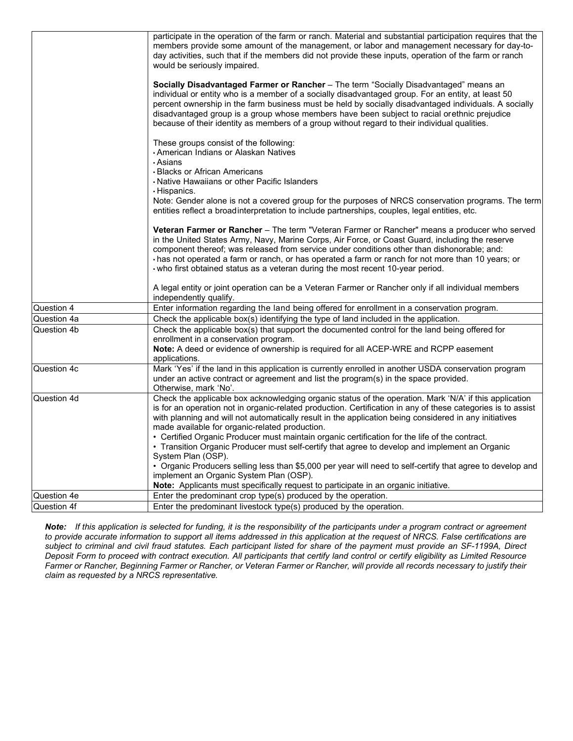| | |
|---|---|
| | participate in the operation of the farm or ranch. Material and substantial participation requires that the members provide some amount of the management, or labor and management necessary for day-to-day activities, such that if the members did not provide these inputs, operation of the farm or ranch would be seriously impaired.<br><br>**Socially Disadvantaged Farmer or Rancher** – The term "Socially Disadvantaged" means an individual or entity who is a member of a socially disadvantaged group. For an entity, at least 50 percent ownership in the farm business must be held by socially disadvantaged individuals. A socially disadvantaged group is a group whose members have been subject to racial orethnic prejudice because of their identity as members of a group without regard to their individual qualities.<br><br>These groups consist of the following:<br>• American Indians or Alaskan Natives<br>• Asians<br>• Blacks or African Americans<br>• Native Hawaiians or other Pacific Islanders<br>• Hispanics.<br>Note: Gender alone is not a covered group for the purposes of NRCS conservation programs. The term entities reflect a broadinterpretation to include partnerships, couples, legal entities, etc.<br><br>**Veteran Farmer or Rancher** – The term "Veteran Farmer or Rancher" means a producer who served in the United States Army, Navy, Marine Corps, Air Force, or Coast Guard, including the reserve component thereof; was released from service under conditions other than dishonorable; and:<br>• has not operated a farm or ranch, or has operated a farm or ranch for not more than 10 years; or<br>• who first obtained status as a veteran during the most recent 10-year period.<br><br>A legal entity or joint operation can be a Veteran Farmer or Rancher only if all individual members independently qualify. |
| Question 4 | Enter information regarding the land being offered for enrollment in a conservation program. |
| Question 4a | Check the applicable box(s) identifying the type of land included in the application. |
| Question 4b | Check the applicable box(s) that support the documented control for the land being offered for enrollment in a conservation program.<br>**Note:** A deed or evidence of ownership is required for all ACEP-WRE and RCPP easement applications. |
| Question 4c | Mark 'Yes' if the land in this application is currently enrolled in another USDA conservation program under an active contract or agreement and list the program(s) in the space provided.<br>Otherwise, mark 'No'. |
| Question 4d | Check the applicable box acknowledging organic status of the operation. Mark 'N/A' if this application is for an operation not in organic-related production. Certification in any of these categories is to assist with planning and will not automatically result in the application being considered in any initiatives made available for organic-related production.<br>• Certified Organic Producer must maintain organic certification for the life of the contract.<br>• Transition Organic Producer must self-certify that agree to develop and implement an Organic System Plan (OSP).<br>• Organic Producers selling less than $5,000 per year will need to self-certify that agree to develop and implement an Organic System Plan (OSP).<br>**Note:** Applicants must specifically request to participate in an organic initiative. |
| Question 4e | Enter the predominant crop type(s) produced by the operation. |
| Question 4f | Enter the predominant livestock type(s) produced by the operation. |

***Note:*** *If this application is selected for funding, it is the responsibility of the participants under a program contract or agreement to provide accurate information to support all items addressed in this application at the request of NRCS. False certifications are subject to criminal and civil fraud statutes. Each participant listed for share of the payment must provide an SF-1199A, Direct Deposit Form to proceed with contract execution. All participants that certify land control or certify eligibility as Limited Resource Farmer or Rancher, Beginning Farmer or Rancher, or Veteran Farmer or Rancher, will provide all records necessary to justify their claim as requested by a NRCS representative.*